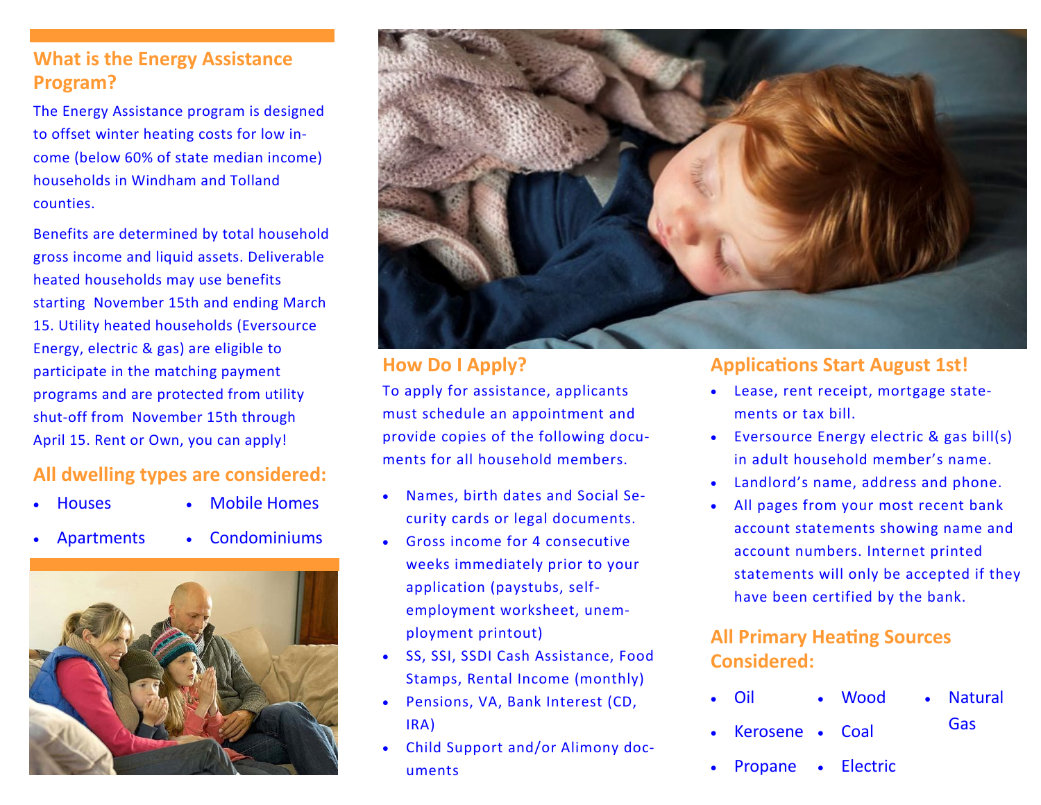## What is the Energy Assistance Program?

The Energy Assistance program is designed to offset winter heating costs for low income (below 60% of state median income) households in Windham and Tolland counties.

Benefits are determined by total household gross income and liquid assets. Deliverable heated households may use benefits starting November 15th and ending March 15. Utility heated households (Eversource Energy, electric & gas) are eligible to participate in the matching payment programs and are protected from utility shut-off from November 15th through April 15. Rent or Own, you can apply!

## All dwelling types are considered:

- Houses
- Apartments
- Mobile Homes
- Condominiums

## How Do I Apply?

To apply for assistance, applicants must schedule an appointment and provide copies of the following documents for all household members.

- Names, birth dates and Social Security cards or legal documents.
- Gross income for 4 consecutive weeks immediately prior to your application (paystubs, self-employment worksheet, unemployment printout)
- SS, SSI, SSDI Cash Assistance, Food Stamps, Rental Income (monthly)
- Pensions, VA, Bank Interest (CD, IRA)
- Child Support and/or Alimony documents

## Applications Start August 1st!

- Lease, rent receipt, mortgage statements or tax bill.
- Eversource Energy electric & gas bill(s) in adult household member's name.
- Landlord's name, address and phone.
- All pages from your most recent bank account statements showing name and account numbers. Internet printed statements will only be accepted if they have been certified by the bank.

## All Primary Heating Sources Considered:

- Oil
- Kerosene
- Propane
- Wood
- Coal
- Electric
- Natural Gas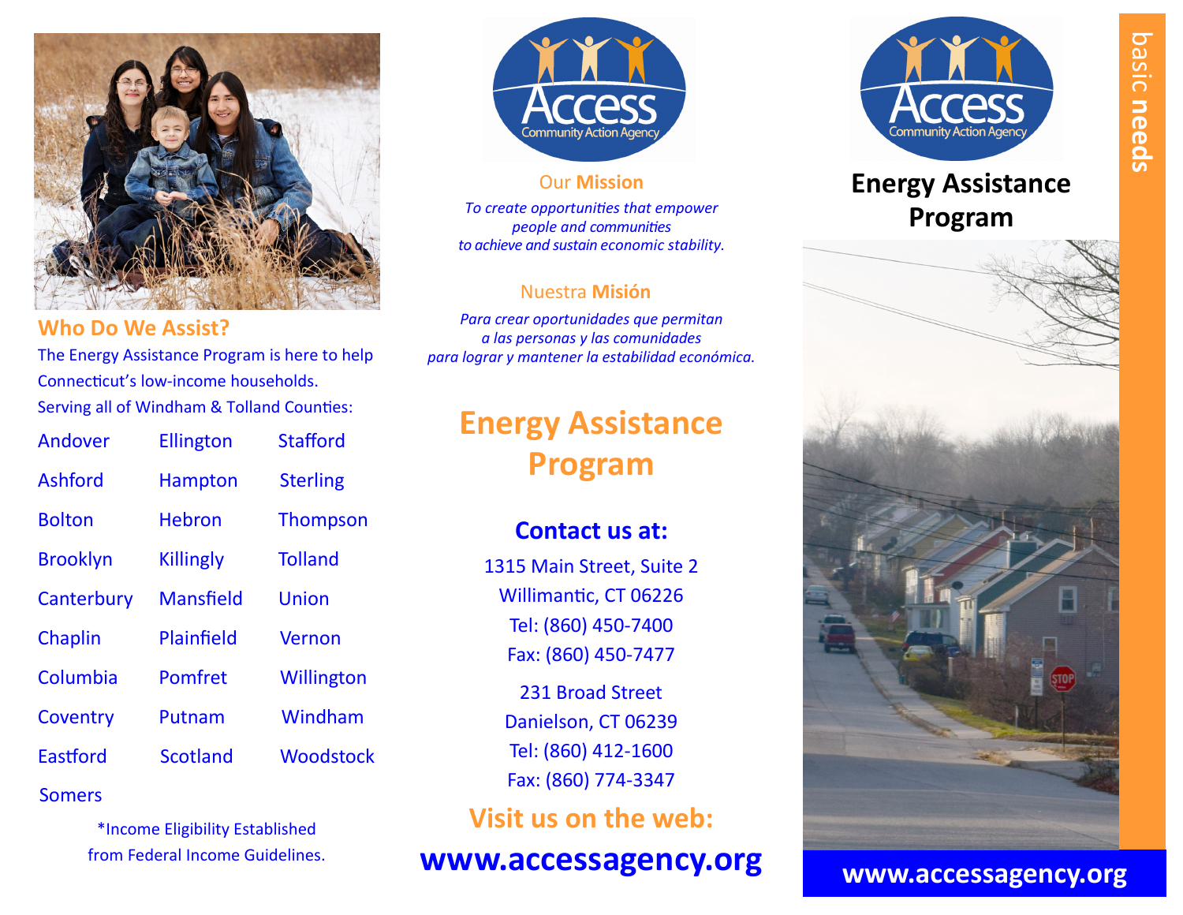## Who Do We Assist?

The Energy Assistance Program is here to help Connecticut's low-income households.
Serving all of Windham & Tolland Counties:

| | | |
|---|---|---|
| Andover | Ellington | Stafford |
| Ashford | Hampton | Sterling |
| Bolton | Hebron | Thompson |
| Brooklyn | Killingly | Tolland |
| Canterbury | Mansfield | Union |
| Chaplin | Plainfield | Vernon |
| Columbia | Pomfret | Willington |
| Coventry | Putnam | Windham |
| Eastford | Scotland | Woodstock |
| Somers | | |

*Income Eligibility Established from Federal Income Guidelines.

Access Community Action Agency

### Our Mission

*To create opportunities that empower people and communities to achieve and sustain economic stability.*

### Nuestra Misión

*Para crear oportunidades que permitan a las personas y las comunidades para lograr y mantener la estabilidad económica.*

## Energy Assistance Program

### Contact us at:

1315 Main Street, Suite 2
Willimantic, CT 06226
Tel: (860) 450-7400
Fax: (860) 450-7477

231 Broad Street
Danielson, CT 06239
Tel: (860) 412-1600
Fax: (860) 774-3347

### Visit us on the web:

**www.accessagency.org**

Access Community Action Agency

# Energy Assistance Program

basic **needs**

**www.accessagency.org**